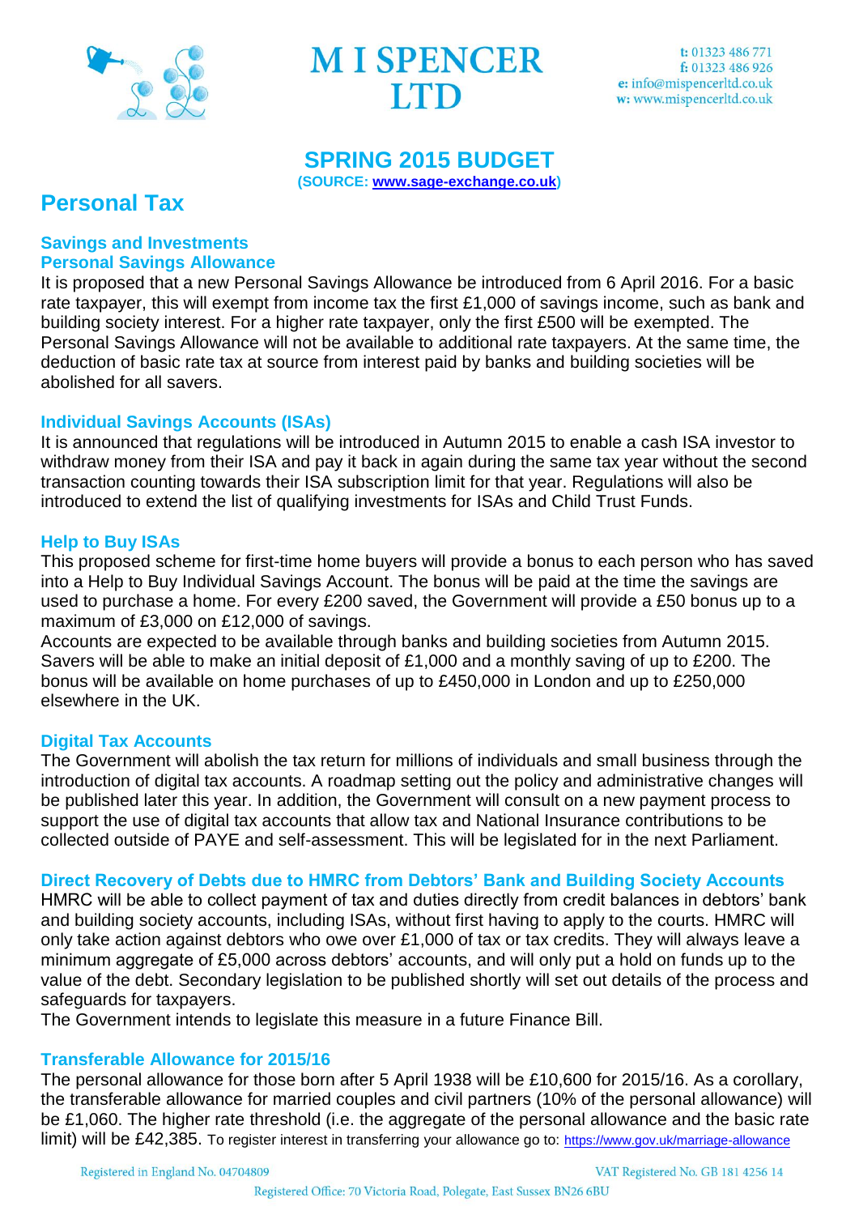# M I SPENCER LTD

t: 01323 486 771
f: 01323 486 926
e: info@mispencerltd.co.uk
w: www.mispencerltd.co.uk

## SPRING 2015 BUDGET

(SOURCE: www.sage-exchange.co.uk)

# Personal Tax

### Savings and Investments

### Personal Savings Allowance

It is proposed that a new Personal Savings Allowance be introduced from 6 April 2016. For a basic rate taxpayer, this will exempt from income tax the first £1,000 of savings income, such as bank and building society interest. For a higher rate taxpayer, only the first £500 will be exempted. The Personal Savings Allowance will not be available to additional rate taxpayers. At the same time, the deduction of basic rate tax at source from interest paid by banks and building societies will be abolished for all savers.

### Individual Savings Accounts (ISAs)

It is announced that regulations will be introduced in Autumn 2015 to enable a cash ISA investor to withdraw money from their ISA and pay it back in again during the same tax year without the second transaction counting towards their ISA subscription limit for that year. Regulations will also be introduced to extend the list of qualifying investments for ISAs and Child Trust Funds.

### Help to Buy ISAs

This proposed scheme for first-time home buyers will provide a bonus to each person who has saved into a Help to Buy Individual Savings Account. The bonus will be paid at the time the savings are used to purchase a home. For every £200 saved, the Government will provide a £50 bonus up to a maximum of £3,000 on £12,000 of savings.
Accounts are expected to be available through banks and building societies from Autumn 2015. Savers will be able to make an initial deposit of £1,000 and a monthly saving of up to £200. The bonus will be available on home purchases of up to £450,000 in London and up to £250,000 elsewhere in the UK.

### Digital Tax Accounts

The Government will abolish the tax return for millions of individuals and small business through the introduction of digital tax accounts. A roadmap setting out the policy and administrative changes will be published later this year. In addition, the Government will consult on a new payment process to support the use of digital tax accounts that allow tax and National Insurance contributions to be collected outside of PAYE and self-assessment. This will be legislated for in the next Parliament.

### Direct Recovery of Debts due to HMRC from Debtors' Bank and Building Society Accounts

HMRC will be able to collect payment of tax and duties directly from credit balances in debtors' bank and building society accounts, including ISAs, without first having to apply to the courts. HMRC will only take action against debtors who owe over £1,000 of tax or tax credits. They will always leave a minimum aggregate of £5,000 across debtors' accounts, and will only put a hold on funds up to the value of the debt. Secondary legislation to be published shortly will set out details of the process and safeguards for taxpayers.
The Government intends to legislate this measure in a future Finance Bill.

### Transferable Allowance for 2015/16

The personal allowance for those born after 5 April 1938 will be £10,600 for 2015/16. As a corollary, the transferable allowance for married couples and civil partners (10% of the personal allowance) will be £1,060. The higher rate threshold (i.e. the aggregate of the personal allowance and the basic rate limit) will be £42,385. To register interest in transferring your allowance go to: https://www.gov.uk/marriage-allowance

Registered in England No. 04704809 VAT Registered No. GB 181 4256 14
Registered Office: 70 Victoria Road, Polegate, East Sussex BN26 6BU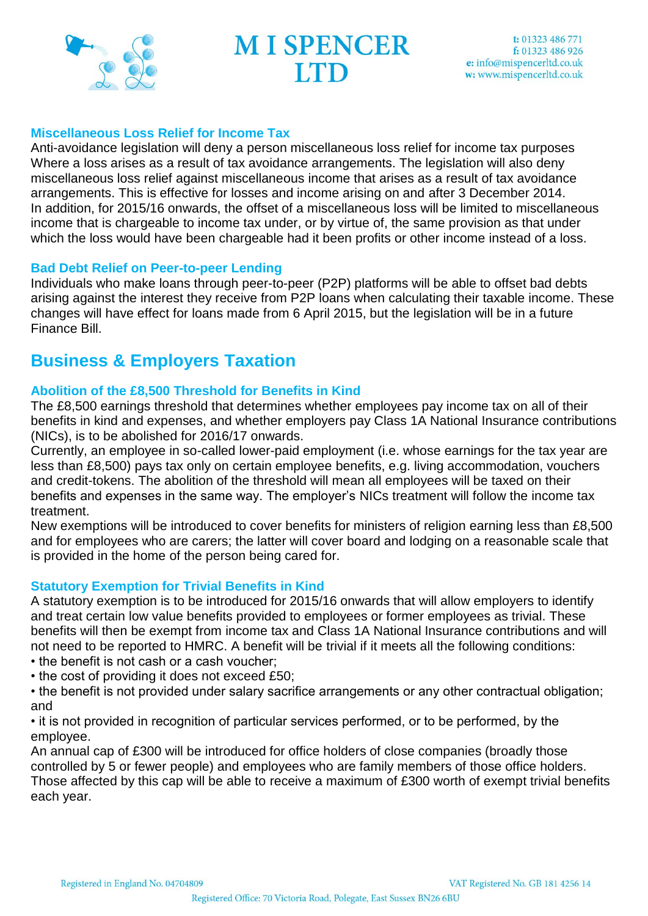### Miscellaneous Loss Relief for Income Tax

Anti-avoidance legislation will deny a person miscellaneous loss relief for income tax purposes Where a loss arises as a result of tax avoidance arrangements. The legislation will also deny miscellaneous loss relief against miscellaneous income that arises as a result of tax avoidance arrangements. This is effective for losses and income arising on and after 3 December 2014. In addition, for 2015/16 onwards, the offset of a miscellaneous loss will be limited to miscellaneous income that is chargeable to income tax under, or by virtue of, the same provision as that under which the loss would have been chargeable had it been profits or other income instead of a loss.

### Bad Debt Relief on Peer-to-peer Lending

Individuals who make loans through peer-to-peer (P2P) platforms will be able to offset bad debts arising against the interest they receive from P2P loans when calculating their taxable income. These changes will have effect for loans made from 6 April 2015, but the legislation will be in a future Finance Bill.

## Business & Employers Taxation

### Abolition of the £8,500 Threshold for Benefits in Kind

The £8,500 earnings threshold that determines whether employees pay income tax on all of their benefits in kind and expenses, and whether employers pay Class 1A National Insurance contributions (NICs), is to be abolished for 2016/17 onwards.

Currently, an employee in so-called lower-paid employment (i.e. whose earnings for the tax year are less than £8,500) pays tax only on certain employee benefits, e.g. living accommodation, vouchers and credit-tokens. The abolition of the threshold will mean all employees will be taxed on their benefits and expenses in the same way. The employer's NICs treatment will follow the income tax treatment.

New exemptions will be introduced to cover benefits for ministers of religion earning less than £8,500 and for employees who are carers; the latter will cover board and lodging on a reasonable scale that is provided in the home of the person being cared for.

### Statutory Exemption for Trivial Benefits in Kind

A statutory exemption is to be introduced for 2015/16 onwards that will allow employers to identify and treat certain low value benefits provided to employees or former employees as trivial. These benefits will then be exempt from income tax and Class 1A National Insurance contributions and will not need to be reported to HMRC. A benefit will be trivial if it meets all the following conditions:

- the benefit is not cash or a cash voucher;
- the cost of providing it does not exceed £50;
- the benefit is not provided under salary sacrifice arrangements or any other contractual obligation; and
- it is not provided in recognition of particular services performed, or to be performed, by the employee.

An annual cap of £300 will be introduced for office holders of close companies (broadly those controlled by 5 or fewer people) and employees who are family members of those office holders. Those affected by this cap will be able to receive a maximum of £300 worth of exempt trivial benefits each year.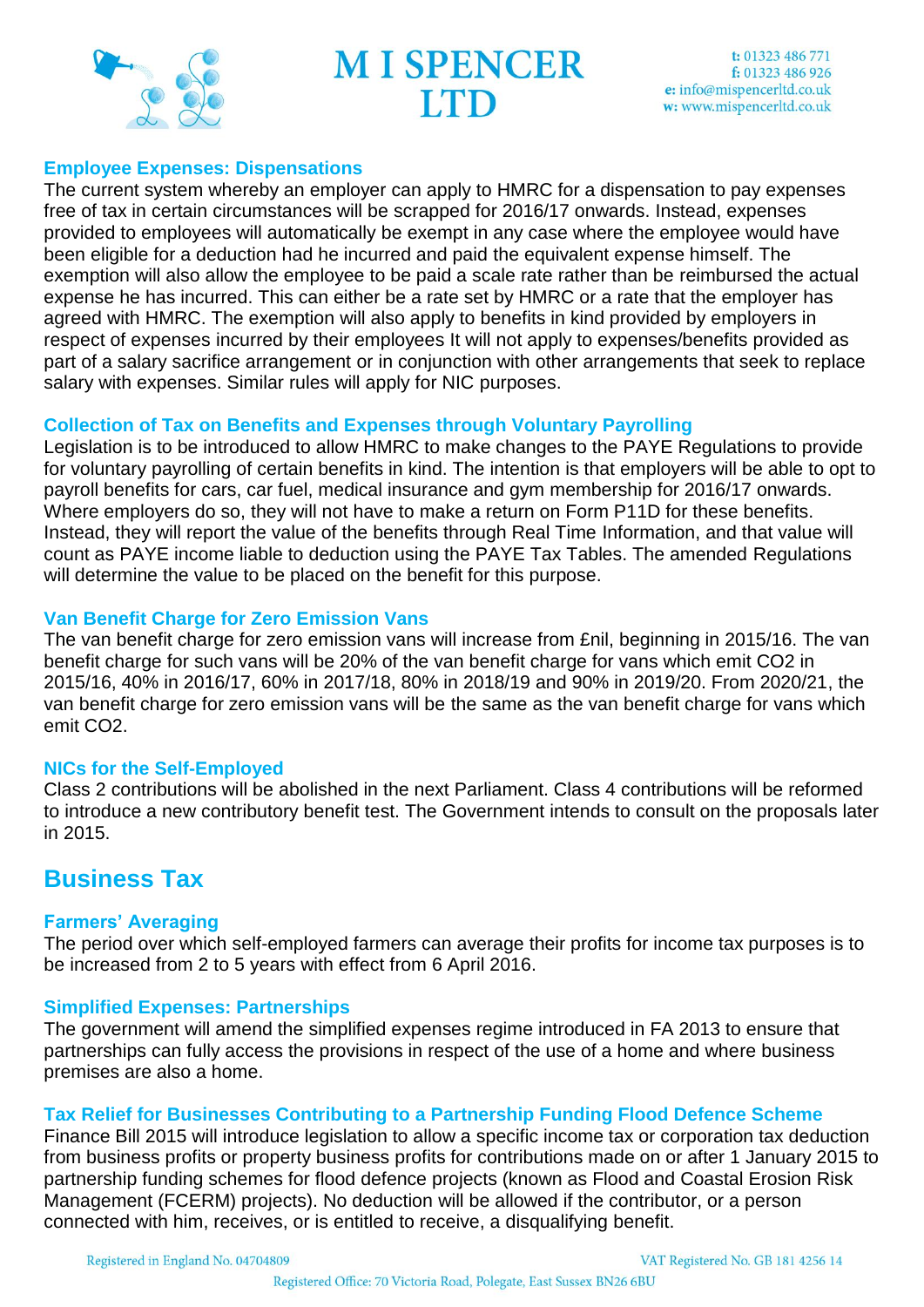### Employee Expenses: Dispensations

The current system whereby an employer can apply to HMRC for a dispensation to pay expenses free of tax in certain circumstances will be scrapped for 2016/17 onwards. Instead, expenses provided to employees will automatically be exempt in any case where the employee would have been eligible for a deduction had he incurred and paid the equivalent expense himself. The exemption will also allow the employee to be paid a scale rate rather than be reimbursed the actual expense he has incurred. This can either be a rate set by HMRC or a rate that the employer has agreed with HMRC. The exemption will also apply to benefits in kind provided by employers in respect of expenses incurred by their employees It will not apply to expenses/benefits provided as part of a salary sacrifice arrangement or in conjunction with other arrangements that seek to replace salary with expenses. Similar rules will apply for NIC purposes.

### Collection of Tax on Benefits and Expenses through Voluntary Payrolling

Legislation is to be introduced to allow HMRC to make changes to the PAYE Regulations to provide for voluntary payrolling of certain benefits in kind. The intention is that employers will be able to opt to payroll benefits for cars, car fuel, medical insurance and gym membership for 2016/17 onwards. Where employers do so, they will not have to make a return on Form P11D for these benefits. Instead, they will report the value of the benefits through Real Time Information, and that value will count as PAYE income liable to deduction using the PAYE Tax Tables. The amended Regulations will determine the value to be placed on the benefit for this purpose.

### Van Benefit Charge for Zero Emission Vans

The van benefit charge for zero emission vans will increase from £nil, beginning in 2015/16. The van benefit charge for such vans will be 20% of the van benefit charge for vans which emit $CO_2$ in 2015/16, 40% in 2016/17, 60% in 2017/18, 80% in 2018/19 and 90% in 2019/20. From 2020/21, the van benefit charge for zero emission vans will be the same as the van benefit charge for vans which emit $CO_2$.

### NICs for the Self-Employed

Class 2 contributions will be abolished in the next Parliament. Class 4 contributions will be reformed to introduce a new contributory benefit test. The Government intends to consult on the proposals later in 2015.

## Business Tax

### Farmers' Averaging

The period over which self-employed farmers can average their profits for income tax purposes is to be increased from 2 to 5 years with effect from 6 April 2016.

### Simplified Expenses: Partnerships

The government will amend the simplified expenses regime introduced in FA 2013 to ensure that partnerships can fully access the provisions in respect of the use of a home and where business premises are also a home.

### Tax Relief for Businesses Contributing to a Partnership Funding Flood Defence Scheme

Finance Bill 2015 will introduce legislation to allow a specific income tax or corporation tax deduction from business profits or property business profits for contributions made on or after 1 January 2015 to partnership funding schemes for flood defence projects (known as Flood and Coastal Erosion Risk Management (FCERM) projects). No deduction will be allowed if the contributor, or a person connected with him, receives, or is entitled to receive, a disqualifying benefit.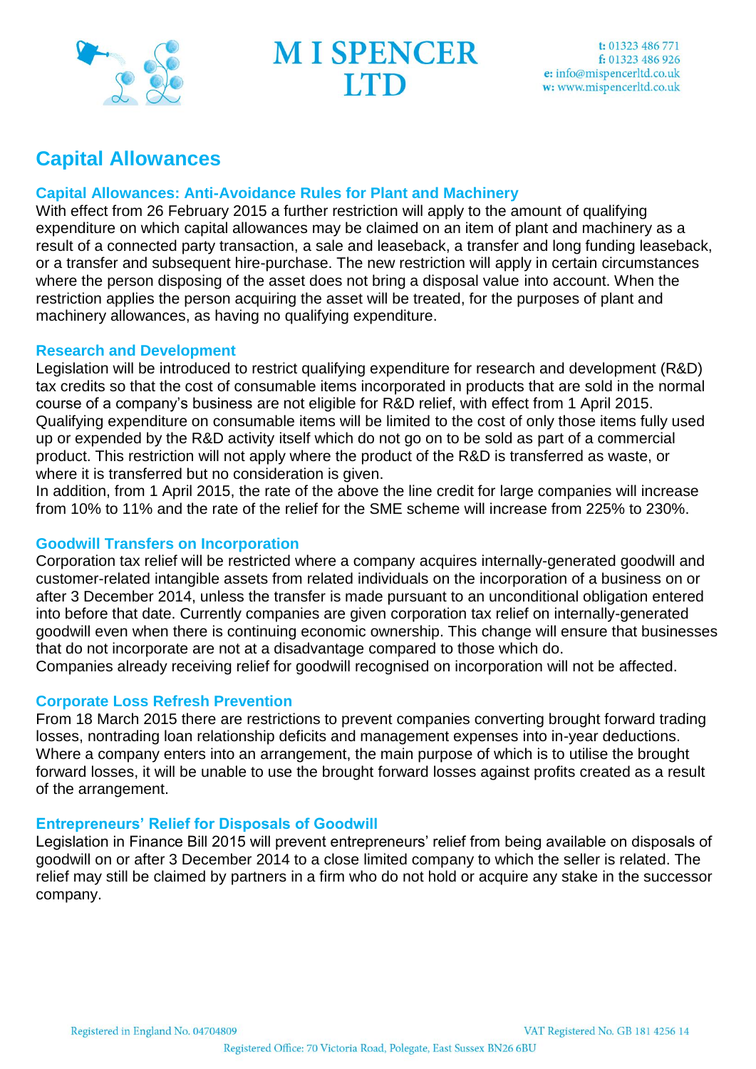# Capital Allowances

### Capital Allowances: Anti-Avoidance Rules for Plant and Machinery

With effect from 26 February 2015 a further restriction will apply to the amount of qualifying expenditure on which capital allowances may be claimed on an item of plant and machinery as a result of a connected party transaction, a sale and leaseback, a transfer and long funding leaseback, or a transfer and subsequent hire-purchase. The new restriction will apply in certain circumstances where the person disposing of the asset does not bring a disposal value into account. When the restriction applies the person acquiring the asset will be treated, for the purposes of plant and machinery allowances, as having no qualifying expenditure.

### Research and Development

Legislation will be introduced to restrict qualifying expenditure for research and development (R&D) tax credits so that the cost of consumable items incorporated in products that are sold in the normal course of a company's business are not eligible for R&D relief, with effect from 1 April 2015. Qualifying expenditure on consumable items will be limited to the cost of only those items fully used up or expended by the R&D activity itself which do not go on to be sold as part of a commercial product. This restriction will not apply where the product of the R&D is transferred as waste, or where it is transferred but no consideration is given.

In addition, from 1 April 2015, the rate of the above the line credit for large companies will increase from 10% to 11% and the rate of the relief for the SME scheme will increase from 225% to 230%.

### Goodwill Transfers on Incorporation

Corporation tax relief will be restricted where a company acquires internally-generated goodwill and customer-related intangible assets from related individuals on the incorporation of a business on or after 3 December 2014, unless the transfer is made pursuant to an unconditional obligation entered into before that date. Currently companies are given corporation tax relief on internally-generated goodwill even when there is continuing economic ownership. This change will ensure that businesses that do not incorporate are not at a disadvantage compared to those which do.

Companies already receiving relief for goodwill recognised on incorporation will not be affected.

### Corporate Loss Refresh Prevention

From 18 March 2015 there are restrictions to prevent companies converting brought forward trading losses, nontrading loan relationship deficits and management expenses into in-year deductions. Where a company enters into an arrangement, the main purpose of which is to utilise the brought forward losses, it will be unable to use the brought forward losses against profits created as a result of the arrangement.

### Entrepreneurs' Relief for Disposals of Goodwill

Legislation in Finance Bill 2015 will prevent entrepreneurs' relief from being available on disposals of goodwill on or after 3 December 2014 to a close limited company to which the seller is related. The relief may still be claimed by partners in a firm who do not hold or acquire any stake in the successor company.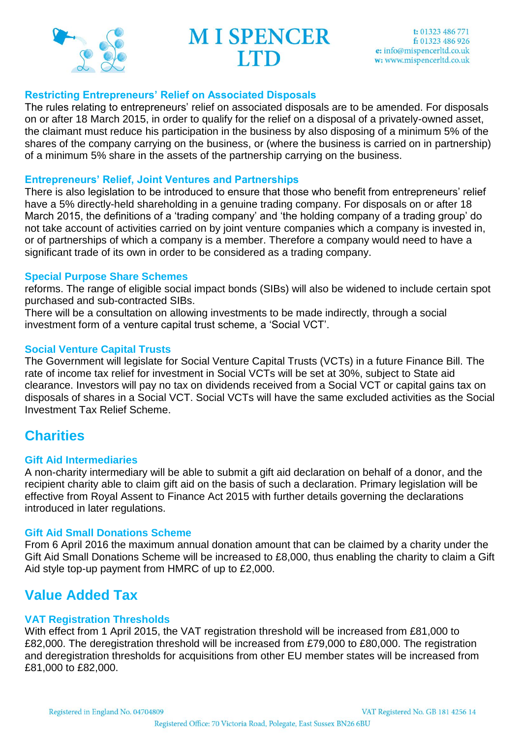### Restricting Entrepreneurs' Relief on Associated Disposals

The rules relating to entrepreneurs' relief on associated disposals are to be amended. For disposals on or after 18 March 2015, in order to qualify for the relief on a disposal of a privately-owned asset, the claimant must reduce his participation in the business by also disposing of a minimum 5% of the shares of the company carrying on the business, or (where the business is carried on in partnership) of a minimum 5% share in the assets of the partnership carrying on the business.

### Entrepreneurs' Relief, Joint Ventures and Partnerships

There is also legislation to be introduced to ensure that those who benefit from entrepreneurs' relief have a 5% directly-held shareholding in a genuine trading company. For disposals on or after 18 March 2015, the definitions of a 'trading company' and 'the holding company of a trading group' do not take account of activities carried on by joint venture companies which a company is invested in, or of partnerships of which a company is a member. Therefore a company would need to have a significant trade of its own in order to be considered as a trading company.

### Special Purpose Share Schemes

reforms. The range of eligible social impact bonds (SIBs) will also be widened to include certain spot purchased and sub-contracted SIBs.

There will be a consultation on allowing investments to be made indirectly, through a social investment form of a venture capital trust scheme, a 'Social VCT'.

### Social Venture Capital Trusts

The Government will legislate for Social Venture Capital Trusts (VCTs) in a future Finance Bill. The rate of income tax relief for investment in Social VCTs will be set at 30%, subject to State aid clearance. Investors will pay no tax on dividends received from a Social VCT or capital gains tax on disposals of shares in a Social VCT. Social VCTs will have the same excluded activities as the Social Investment Tax Relief Scheme.

## Charities

### Gift Aid Intermediaries

A non-charity intermediary will be able to submit a gift aid declaration on behalf of a donor, and the recipient charity able to claim gift aid on the basis of such a declaration. Primary legislation will be effective from Royal Assent to Finance Act 2015 with further details governing the declarations introduced in later regulations.

### Gift Aid Small Donations Scheme

From 6 April 2016 the maximum annual donation amount that can be claimed by a charity under the Gift Aid Small Donations Scheme will be increased to £8,000, thus enabling the charity to claim a Gift Aid style top-up payment from HMRC of up to £2,000.

## Value Added Tax

### VAT Registration Thresholds

With effect from 1 April 2015, the VAT registration threshold will be increased from £81,000 to £82,000. The deregistration threshold will be increased from £79,000 to £80,000. The registration and deregistration thresholds for acquisitions from other EU member states will be increased from £81,000 to £82,000.